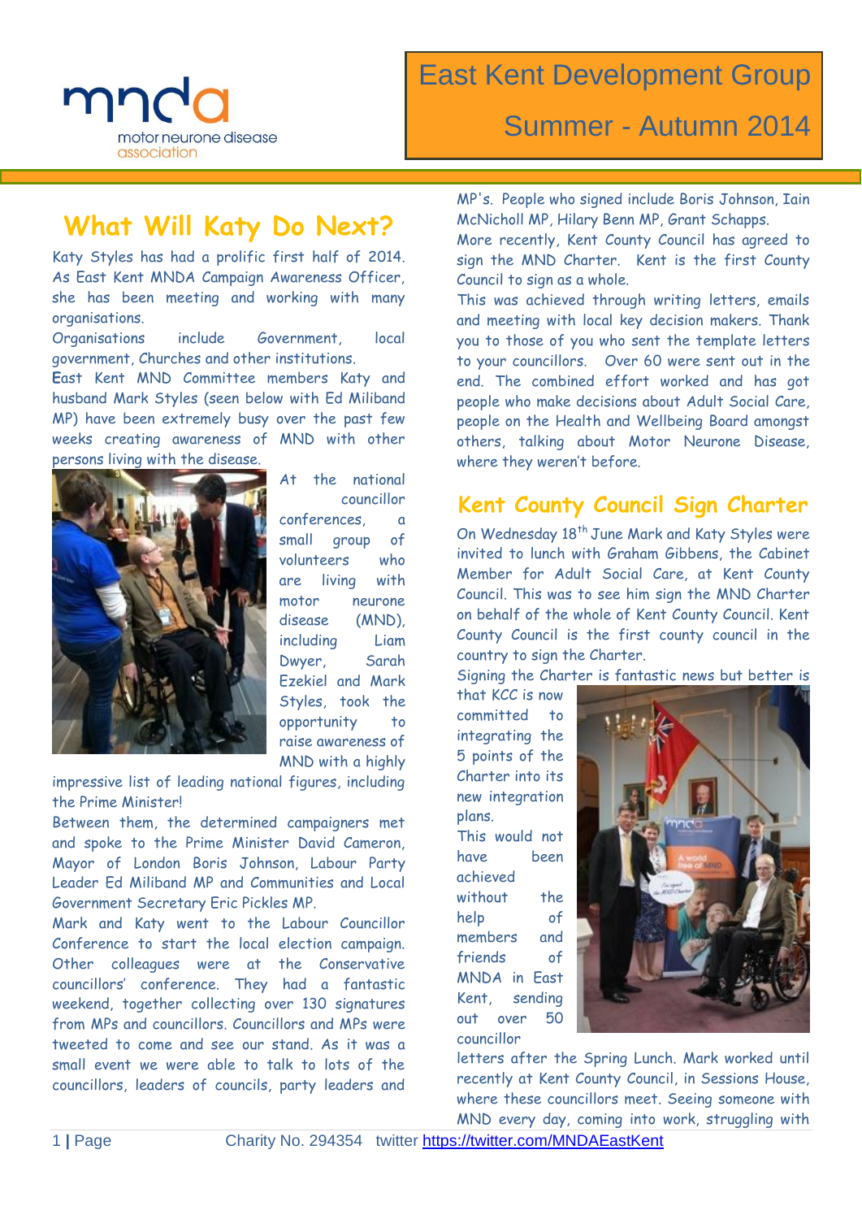# East Kent Development Group

## Summer - Autumn 2014

## What Will Katy Do Next?

Katy Styles has had a prolific first half of 2014. As East Kent MNDA Campaign Awareness Officer, she has been meeting and working with many organisations.

Organisations include Government, local government, Churches and other institutions.

East Kent MND Committee members Katy and husband Mark Styles (seen below with Ed Miliband MP) have been extremely busy over the past few weeks creating awareness of MND with other persons living with the disease.

At the national councillor conferences, a small group of volunteers who are living with motor neurone disease (MND), including Liam Dwyer, Sarah Ezekiel and Mark Styles, took the opportunity to raise awareness of MND with a highly impressive list of leading national figures, including the Prime Minister!

Between them, the determined campaigners met and spoke to the Prime Minister David Cameron, Mayor of London Boris Johnson, Labour Party Leader Ed Miliband MP and Communities and Local Government Secretary Eric Pickles MP.

Mark and Katy went to the Labour Councillor Conference to start the local election campaign. Other colleagues were at the Conservative councillors' conference. They had a fantastic weekend, together collecting over 130 signatures from MPs and councillors. Councillors and MPs were tweeted to come and see our stand. As it was a small event we were able to talk to lots of the councillors, leaders of councils, party leaders and MP's. People who signed include Boris Johnson, Iain McNicholl MP, Hilary Benn MP, Grant Schapps.

More recently, Kent County Council has agreed to sign the MND Charter. Kent is the first County Council to sign as a whole.

This was achieved through writing letters, emails and meeting with local key decision makers. Thank you to those of you who sent the template letters to your councillors. Over 60 were sent out in the end. The combined effort worked and has got people who make decisions about Adult Social Care, people on the Health and Wellbeing Board amongst others, talking about Motor Neurone Disease, where they weren't before.

## Kent County Council Sign Charter

On Wednesday 18th June Mark and Katy Styles were invited to lunch with Graham Gibbens, the Cabinet Member for Adult Social Care, at Kent County Council. This was to see him sign the MND Charter on behalf of the whole of Kent County Council. Kent County Council is the first county council in the country to sign the Charter.

Signing the Charter is fantastic news but better is that KCC is now committed to integrating the 5 points of the Charter into its new integration plans.

This would not have been achieved without the help of members and friends of MNDA in East Kent, sending out over 50 councillor letters after the Spring Lunch. Mark worked until recently at Kent County Council, in Sessions House, where these councillors meet. Seeing someone with MND every day, coming into work, struggling with

Charity No. 294354 twitter https://twitter.com/MNDAEastKent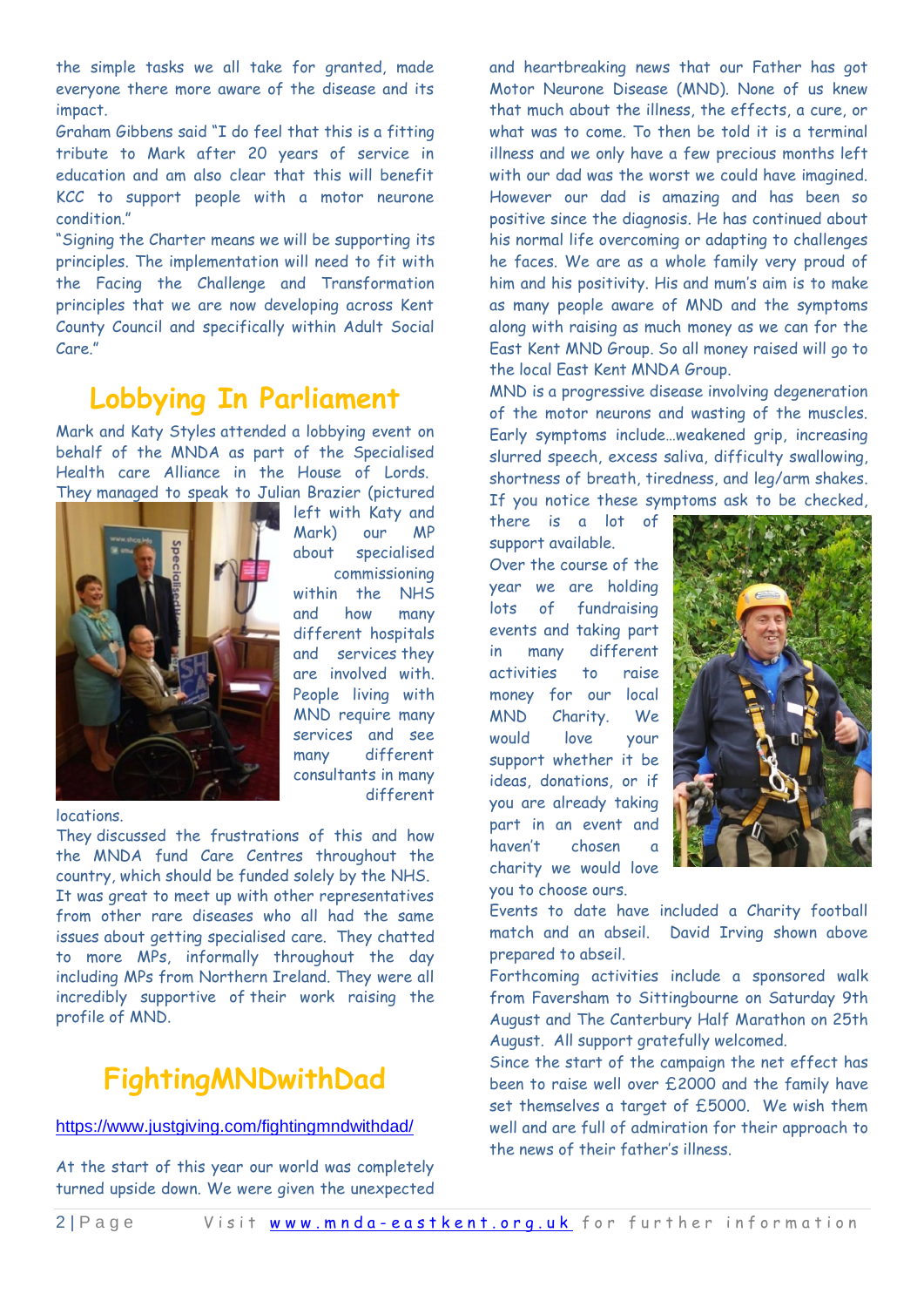the simple tasks we all take for granted, made everyone there more aware of the disease and its impact.

Graham Gibbens said "I do feel that this is a fitting tribute to Mark after 20 years of service in education and am also clear that this will benefit KCC to support people with a motor neurone condition."

"Signing the Charter means we will be supporting its principles. The implementation will need to fit with the Facing the Challenge and Transformation principles that we are now developing across Kent County Council and specifically within Adult Social Care."

## Lobbying In Parliament

Mark and Katy Styles attended a lobbying event on behalf of the MNDA as part of the Specialised Health care Alliance in the House of Lords. They managed to speak to Julian Brazier (pictured left with Katy and Mark) our MP about specialised commissioning within the NHS and how many different hospitals and services they are involved with. People living with MND require many services and see many different consultants in many different locations.

They discussed the frustrations of this and how the MNDA fund Care Centres throughout the country, which should be funded solely by the NHS.

It was great to meet up with other representatives from other rare diseases who all had the same issues about getting specialised care. They chatted to more MPs, informally throughout the day including MPs from Northern Ireland. They were all incredibly supportive of their work raising the profile of MND.

## FightingMNDwithDad

https://www.justgiving.com/fightingmndwithdad/

At the start of this year our world was completely turned upside down. We were given the unexpected and heartbreaking news that our Father has got Motor Neurone Disease (MND). None of us knew that much about the illness, the effects, a cure, or what was to come. To then be told it is a terminal illness and we only have a few precious months left with our dad was the worst we could have imagined. However our dad is amazing and has been so positive since the diagnosis. He has continued about his normal life overcoming or adapting to challenges he faces. We are as a whole family very proud of him and his positivity. His and mum's aim is to make as many people aware of MND and the symptoms along with raising as much money as we can for the East Kent MND Group. So all money raised will go to the local East Kent MNDA Group.

MND is a progressive disease involving degeneration of the motor neurons and wasting of the muscles. Early symptoms include…weakened grip, increasing slurred speech, excess saliva, difficulty swallowing, shortness of breath, tiredness, and leg/arm shakes. If you notice these symptoms ask to be checked, there is a lot of support available.

Over the course of the year we are holding lots of fundraising events and taking part in many different activities to raise money for our local MND Charity. We would love your support whether it be ideas, donations, or if you are already taking part in an event and haven't chosen a charity we would love you to choose ours.

Events to date have included a Charity football match and an abseil. David Irving shown above prepared to abseil.

Forthcoming activities include a sponsored walk from Faversham to Sittingbourne on Saturday 9th August and The Canterbury Half Marathon on 25th August. All support gratefully welcomed.

Since the start of the campaign the net effect has been to raise well over £2000 and the family have set themselves a target of £5000. We wish them well and are full of admiration for their approach to the news of their father's illness.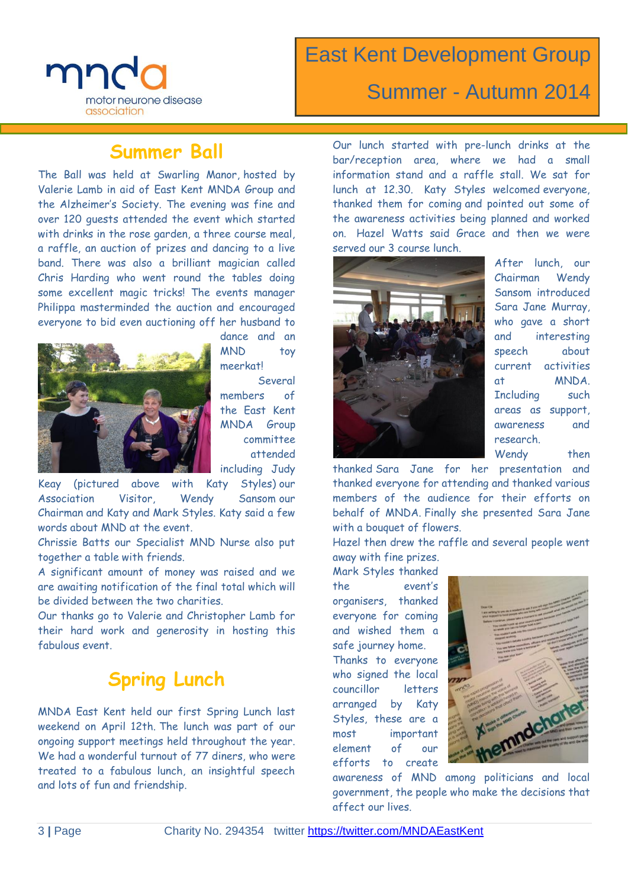# East Kent Development Group

## Summer - Autumn 2014

## Summer Ball

The Ball was held at Swarling Manor, hosted by Valerie Lamb in aid of East Kent MNDA Group and the Alzheimer's Society. The evening was fine and over 120 guests attended the event which started with drinks in the rose garden, a three course meal, a raffle, an auction of prizes and dancing to a live band. There was also a brilliant magician called Chris Harding who went round the tables doing some excellent magic tricks! The events manager Philippa masterminded the auction and encouraged everyone to bid even auctioning off her husband to dance and an MND toy meerkat!

Several members of the East Kent MNDA Group committee attended including Judy Keay (pictured above with Katy Styles) our Association Visitor, Wendy Sansom our Chairman and Katy and Mark Styles. Katy said a few words about MND at the event.

Chrissie Batts our Specialist MND Nurse also put together a table with friends.

A significant amount of money was raised and we are awaiting notification of the final total which will be divided between the two charities.

Our thanks go to Valerie and Christopher Lamb for their hard work and generosity in hosting this fabulous event.

## Spring Lunch

MNDA East Kent held our first Spring Lunch last weekend on April 12th. The lunch was part of our ongoing support meetings held throughout the year. We had a wonderful turnout of 77 diners, who were treated to a fabulous lunch, an insightful speech and lots of fun and friendship.

Our lunch started with pre-lunch drinks at the bar/reception area, where we had a small information stand and a raffle stall. We sat for lunch at 12.30. Katy Styles welcomed everyone, thanked them for coming and pointed out some of the awareness activities being planned and worked on. Hazel Watts said Grace and then we were served our 3 course lunch.

After lunch, our Chairman Wendy Sansom introduced Sara Jane Murray, who gave a short and interesting speech about current activities at MNDA. Including such areas as support, awareness and research. Wendy then thanked Sara Jane for her presentation and thanked everyone for attending and thanked various members of the audience for their efforts on behalf of MNDA. Finally she presented Sara Jane with a bouquet of flowers.

Hazel then drew the raffle and several people went away with fine prizes.

Mark Styles thanked the event's organisers, thanked everyone for coming and wished them a safe journey home.

Thanks to everyone who signed the local councillor letters arranged by Katy Styles, these are a most important element of our efforts to create awareness of MND among politicians and local government, the people who make the decisions that affect our lives.

Charity No. 294354 twitter https://twitter.com/MNDAEastKent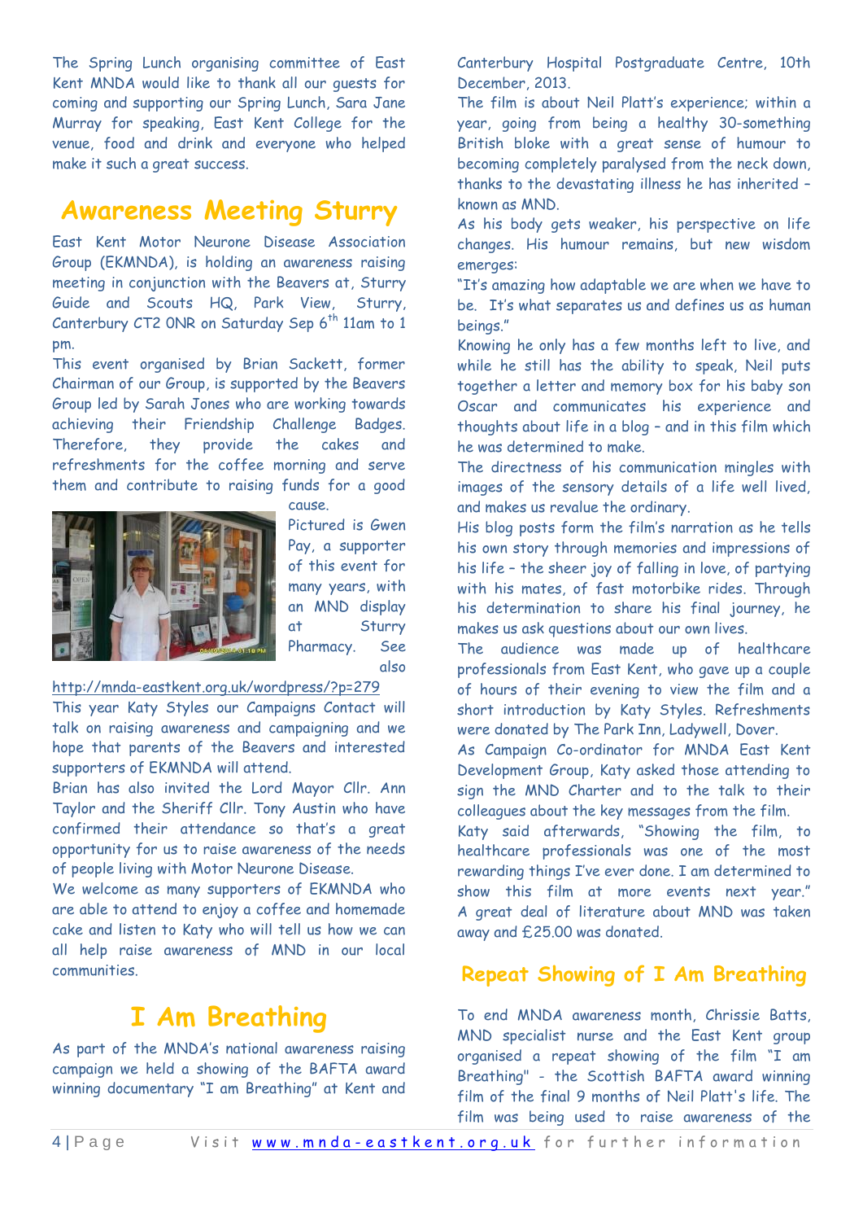The Spring Lunch organising committee of East Kent MNDA would like to thank all our guests for coming and supporting our Spring Lunch, Sara Jane Murray for speaking, East Kent College for the venue, food and drink and everyone who helped make it such a great success.

## Awareness Meeting Sturry

East Kent Motor Neurone Disease Association Group (EKMNDA), is holding an awareness raising meeting in conjunction with the Beavers at, Sturry Guide and Scouts HQ, Park View, Sturry, Canterbury CT2 0NR on Saturday Sep 6th 11am to 1 pm.

This event organised by Brian Sackett, former Chairman of our Group, is supported by the Beavers Group led by Sarah Jones who are working towards achieving their Friendship Challenge Badges. Therefore, they provide the cakes and refreshments for the coffee morning and serve them and contribute to raising funds for a good cause.

Pictured is Gwen Pay, a supporter of this event for many years, with an MND display at Sturry Pharmacy. See also http://mnda-eastkent.org.uk/wordpress/?p=279

This year Katy Styles our Campaigns Contact will talk on raising awareness and campaigning and we hope that parents of the Beavers and interested supporters of EKMNDA will attend.

Brian has also invited the Lord Mayor Cllr. Ann Taylor and the Sheriff Cllr. Tony Austin who have confirmed their attendance so that's a great opportunity for us to raise awareness of the needs of people living with Motor Neurone Disease.

We welcome as many supporters of EKMNDA who are able to attend to enjoy a coffee and homemade cake and listen to Katy who will tell us how we can all help raise awareness of MND in our local communities.

## I Am Breathing

As part of the MNDA's national awareness raising campaign we held a showing of the BAFTA award winning documentary "I am Breathing" at Kent and Canterbury Hospital Postgraduate Centre, 10th December, 2013.

The film is about Neil Platt's experience; within a year, going from being a healthy 30-something British bloke with a great sense of humour to becoming completely paralysed from the neck down, thanks to the devastating illness he has inherited – known as MND.

As his body gets weaker, his perspective on life changes. His humour remains, but new wisdom emerges:

"It's amazing how adaptable we are when we have to be. It's what separates us and defines us as human beings."

Knowing he only has a few months left to live, and while he still has the ability to speak, Neil puts together a letter and memory box for his baby son Oscar and communicates his experience and thoughts about life in a blog – and in this film which he was determined to make.

The directness of his communication mingles with images of the sensory details of a life well lived, and makes us revalue the ordinary.

His blog posts form the film's narration as he tells his own story through memories and impressions of his life – the sheer joy of falling in love, of partying with his mates, of fast motorbike rides. Through his determination to share his final journey, he makes us ask questions about our own lives.

The audience was made up of healthcare professionals from East Kent, who gave up a couple of hours of their evening to view the film and a short introduction by Katy Styles. Refreshments were donated by The Park Inn, Ladywell, Dover.

As Campaign Co-ordinator for MNDA East Kent Development Group, Katy asked those attending to sign the MND Charter and to the talk to their colleagues about the key messages from the film.

Katy said afterwards, "Showing the film, to healthcare professionals was one of the most rewarding things I've ever done. I am determined to show this film at more events next year."

A great deal of literature about MND was taken away and £25.00 was donated.

## Repeat Showing of I Am Breathing

To end MNDA awareness month, Chrissie Batts, MND specialist nurse and the East Kent group organised a repeat showing of the film "I am Breathing" - the Scottish BAFTA award winning film of the final 9 months of Neil Platt's life. The film was being used to raise awareness of the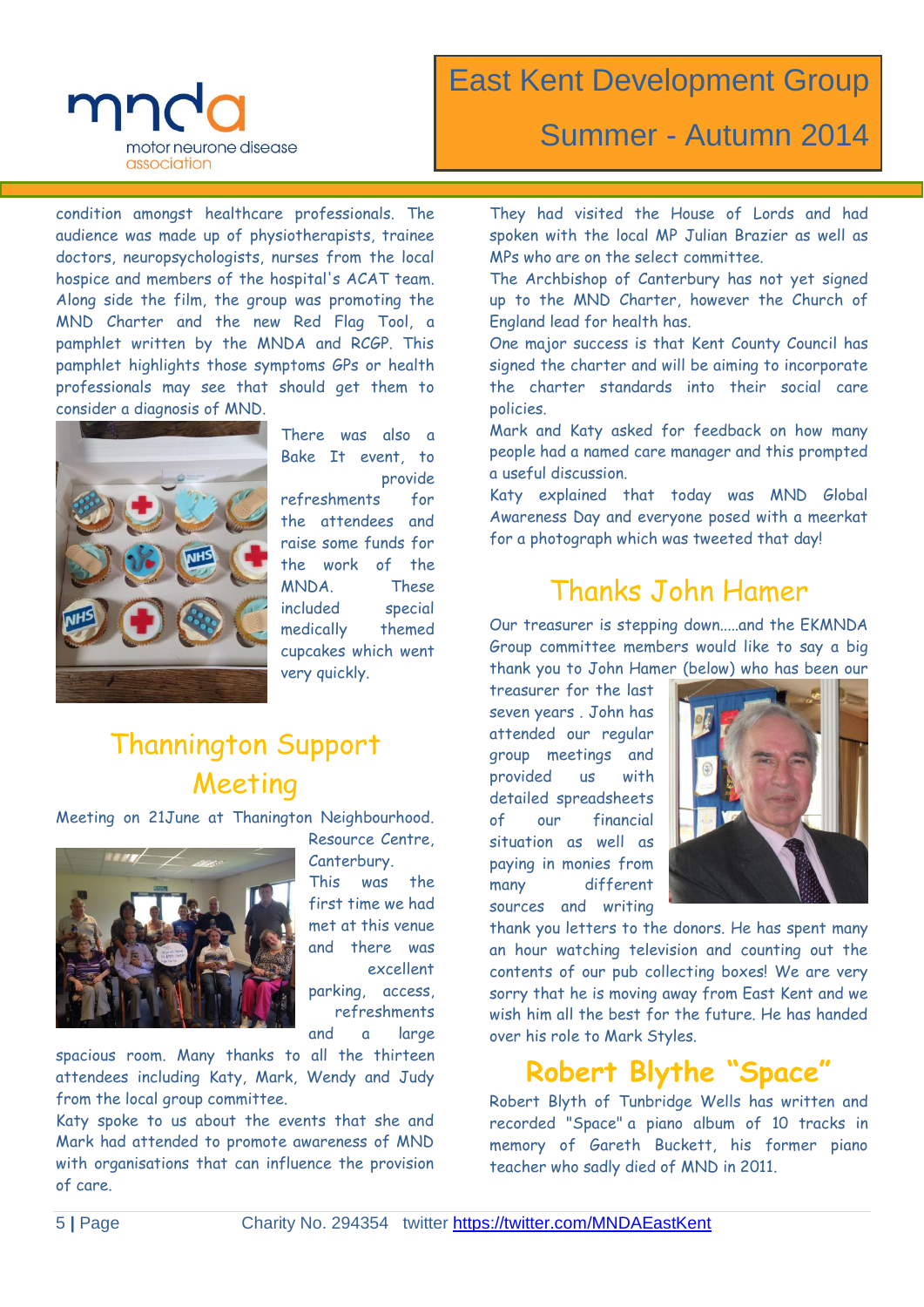condition amongst healthcare professionals. The audience was made up of physiotherapists, trainee doctors, neuropsychologists, nurses from the local hospice and members of the hospital's ACAT team. Along side the film, the group was promoting the MND Charter and the new Red Flag Tool, a pamphlet written by the MNDA and RCGP. This pamphlet highlights those symptoms GPs or health professionals may see that should get them to consider a diagnosis of MND.

There was also a Bake It event, to provide refreshments for the attendees and raise some funds for the work of the MNDA. These included special medically themed cupcakes which went very quickly.

## Thannington Support Meeting

Meeting on 21June at Thanington Neighbourhood. Resource Centre, Canterbury.

This was the first time we had met at this venue and there was excellent parking, access, refreshments and a large spacious room. Many thanks to all the thirteen attendees including Katy, Mark, Wendy and Judy from the local group committee.

Katy spoke to us about the events that she and Mark had attended to promote awareness of MND with organisations that can influence the provision of care.

They had visited the House of Lords and had spoken with the local MP Julian Brazier as well as MPs who are on the select committee.

The Archbishop of Canterbury has not yet signed up to the MND Charter, however the Church of England lead for health has.

One major success is that Kent County Council has signed the charter and will be aiming to incorporate the charter standards into their social care policies.

Mark and Katy asked for feedback on how many people had a named care manager and this prompted a useful discussion.

Katy explained that today was MND Global Awareness Day and everyone posed with a meerkat for a photograph which was tweeted that day!

## Thanks John Hamer

Our treasurer is stepping down.....and the EKMNDA Group committee members would like to say a big thank you to John Hamer (below) who has been our treasurer for the last seven years . John has attended our regular group meetings and provided us with detailed spreadsheets of our financial situation as well as paying in monies from many different sources and writing thank you letters to the donors. He has spent many an hour watching television and counting out the contents of our pub collecting boxes! We are very sorry that he is moving away from East Kent and we wish him all the best for the future. He has handed over his role to Mark Styles.

## Robert Blythe "Space"

Robert Blyth of Tunbridge Wells has written and recorded "Space" a piano album of 10 tracks in memory of Gareth Buckett, his former piano teacher who sadly died of MND in 2011.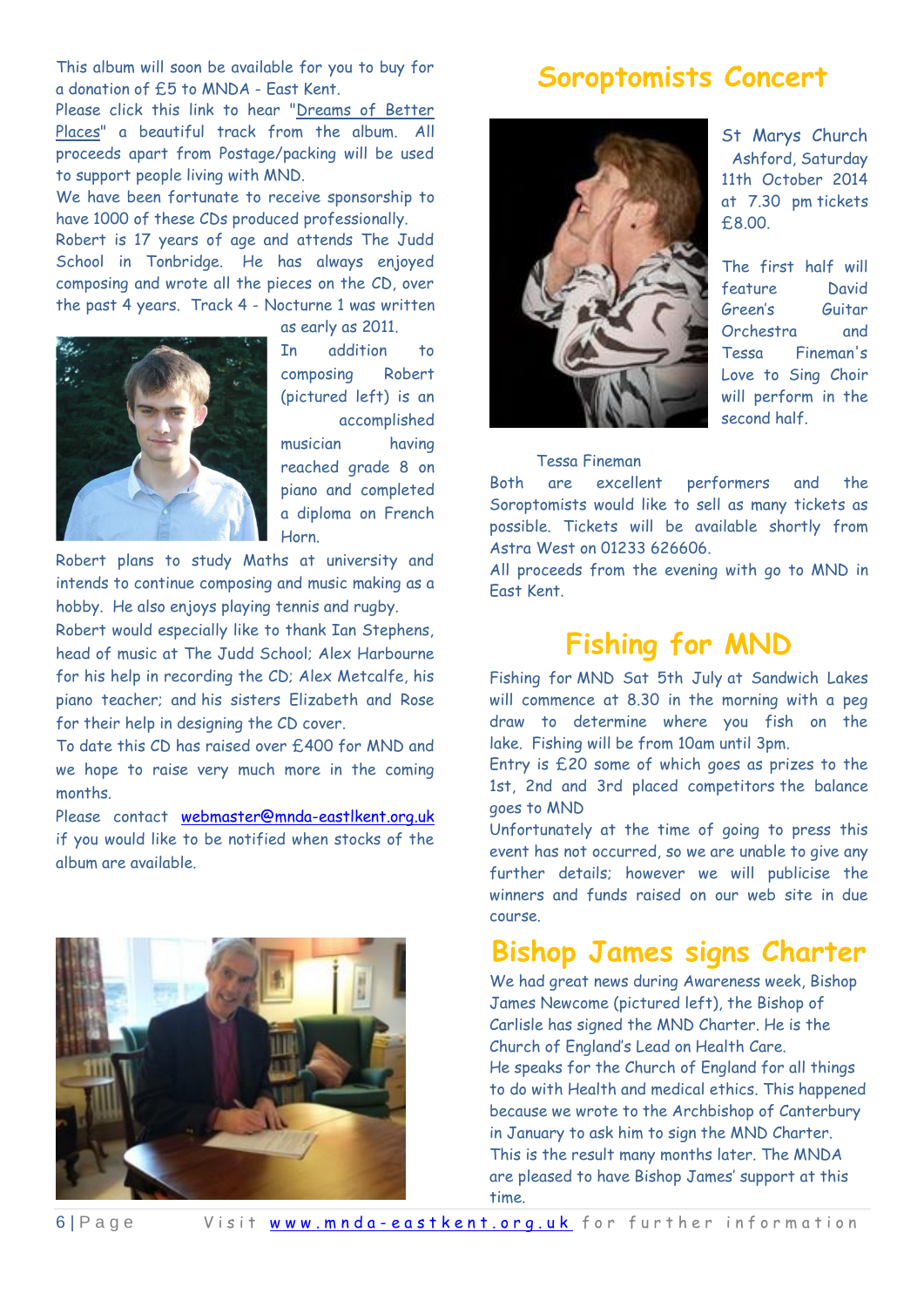This album will soon be available for you to buy for a donation of £5 to MNDA - East Kent.

Please click this link to hear "Dreams of Better Places" a beautiful track from the album. All proceeds apart from Postage/packing will be used to support people living with MND.

We have been fortunate to receive sponsorship to have 1000 of these CDs produced professionally.

Robert is 17 years of age and attends The Judd School in Tonbridge. He has always enjoyed composing and wrote all the pieces on the CD, over the past 4 years. Track 4 - Nocturne 1 was written as early as 2011.

In addition to composing Robert (pictured left) is an accomplished musician having reached grade 8 on piano and completed a diploma on French Horn.

Robert plans to study Maths at university and intends to continue composing and music making as a hobby. He also enjoys playing tennis and rugby.

Robert would especially like to thank Ian Stephens, head of music at The Judd School; Alex Harbourne for his help in recording the CD; Alex Metcalfe, his piano teacher; and his sisters Elizabeth and Rose for their help in designing the CD cover.

To date this CD has raised over £400 for MND and we hope to raise very much more in the coming months.

Please contact webmaster@mnda-eastlkent.org.uk if you would like to be notified when stocks of the album are available.

# Soroptomists Concert

St Marys Church Ashford, Saturday 11th October 2014 at 7.30 pm tickets £8.00.

The first half will feature David Green's Guitar Orchestra and Tessa Fineman's Love to Sing Choir will perform in the second half.

Tessa Fineman

Both are excellent performers and the Soroptomists would like to sell as many tickets as possible. Tickets will be available shortly from Astra West on 01233 626606.

All proceeds from the evening with go to MND in East Kent.

# Fishing for MND

Fishing for MND Sat 5th July at Sandwich Lakes will commence at 8.30 in the morning with a peg draw to determine where you fish on the lake. Fishing will be from 10am until 3pm.

Entry is £20 some of which goes as prizes to the 1st, 2nd and 3rd placed competitors the balance goes to MND

Unfortunately at the time of going to press this event has not occurred, so we are unable to give any further details; however we will publicise the winners and funds raised on our web site in due course.

# Bishop James signs Charter

We had great news during Awareness week, Bishop James Newcome (pictured left), the Bishop of Carlisle has signed the MND Charter. He is the Church of England's Lead on Health Care.

He speaks for the Church of England for all things to do with Health and medical ethics. This happened because we wrote to the Archbishop of Canterbury in January to ask him to sign the MND Charter. This is the result many months later. The MNDA are pleased to have Bishop James' support at this time.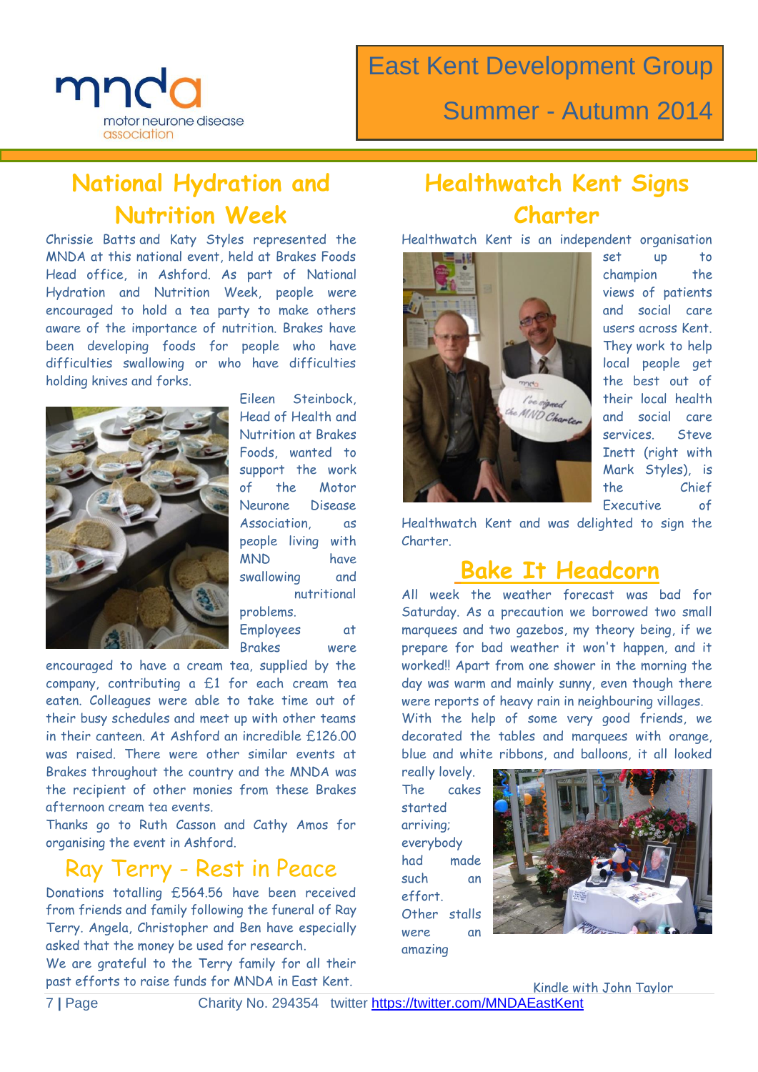# East Kent Development Group

## Summer - Autumn 2014

## National Hydration and Nutrition Week

Chrissie Batts and Katy Styles represented the MNDA at this national event, held at Brakes Foods Head office, in Ashford. As part of National Hydration and Nutrition Week, people were encouraged to hold a tea party to make others aware of the importance of nutrition. Brakes have been developing foods for people who have difficulties swallowing or who have difficulties holding knives and forks.

Eileen Steinbock, Head of Health and Nutrition at Brakes Foods, wanted to support the work of the Motor Neurone Disease Association, as people living with MND have swallowing and nutritional problems. Employees at Brakes were encouraged to have a cream tea, supplied by the company, contributing a £1 for each cream tea eaten. Colleagues were able to take time out of their busy schedules and meet up with other teams in their canteen. At Ashford an incredible £126.00 was raised. There were other similar events at Brakes throughout the country and the MNDA was the recipient of other monies from these Brakes afternoon cream tea events.

Thanks go to Ruth Casson and Cathy Amos for organising the event in Ashford.

## Ray Terry - Rest in Peace

Donations totalling £564.56 have been received from friends and family following the funeral of Ray Terry. Angela, Christopher and Ben have especially asked that the money be used for research.

We are grateful to the Terry family for all their past efforts to raise funds for MNDA in East Kent.

## Healthwatch Kent Signs Charter

Healthwatch Kent is an independent organisation set up to champion the views of patients and social care users across Kent. They work to help local people get the best out of their local health and social care services. Steve Inett (right with Mark Styles), is the Chief Executive of Healthwatch Kent and was delighted to sign the Charter.

## Bake It Headcorn

All week the weather forecast was bad for Saturday. As a precaution we borrowed two small marquees and two gazebos, my theory being, if we prepare for bad weather it won't happen, and it worked!! Apart from one shower in the morning the day was warm and mainly sunny, even though there were reports of heavy rain in neighbouring villages.

With the help of some very good friends, we decorated the tables and marquees with orange, blue and white ribbons, and balloons, it all looked really lovely.

The cakes started arriving; everybody had made such an effort. Other stalls were an amazing

Kindle with John Taylor

Charity No. 294354 twitter https://twitter.com/MNDAEastKent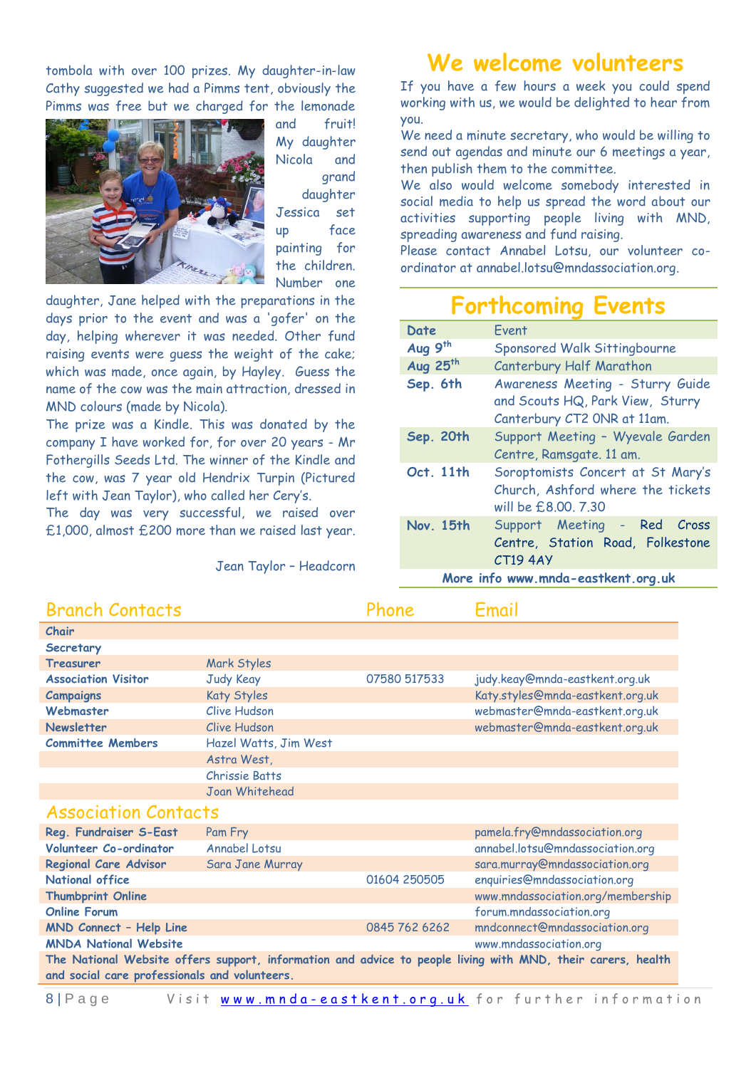tombola with over 100 prizes. My daughter-in-law Cathy suggested we had a Pimms tent, obviously the Pimms was free but we charged for the lemonade and fruit! My daughter Nicola and grand daughter Jessica set up face painting for the children. Number one daughter, Jane helped with the preparations in the days prior to the event and was a 'gofer' on the day, helping wherever it was needed. Other fund raising events were guess the weight of the cake; which was made, once again, by Hayley. Guess the name of the cow was the main attraction, dressed in MND colours (made by Nicola).

The prize was a Kindle. This was donated by the company I have worked for, for over 20 years - Mr Fothergills Seeds Ltd. The winner of the Kindle and the cow, was 7 year old Hendrix Turpin (Pictured left with Jean Taylor), who called her Cery's.

The day was very successful, we raised over £1,000, almost £200 more than we raised last year.

Jean Taylor – Headcorn

# We welcome volunteers

If you have a few hours a week you could spend working with us, we would be delighted to hear from you.

We need a minute secretary, who would be willing to send out agendas and minute our 6 meetings a year, then publish them to the committee.

We also would welcome somebody interested in social media to help us spread the word about our activities supporting people living with MND, spreading awareness and fund raising.

Please contact Annabel Lotsu, our volunteer co-ordinator at annabel.lotsu@mndassociation.org.

# Forthcoming Events

| Date | Event |
|---|---|
| Aug 9th | Sponsored Walk Sittingbourne |
| Aug 25th | Canterbury Half Marathon |
| Sep. 6th | Awareness Meeting - Sturry Guide and Scouts HQ, Park View, Sturry Canterbury CT2 0NR at 11am. |
| Sep. 20th | Support Meeting – Wyevale Garden Centre, Ramsgate. 11 am. |
| Oct. 11th | Soroptomists Concert at St Mary's Church, Ashford where the tickets will be £8.00. 7.30 |
| Nov. 15th | Support Meeting - Red Cross Centre, Station Road, Folkestone CT19 4AY |

**More info www.mnda-eastkent.org.uk**

## Branch Contacts

| | | Phone | Email |
|---|---|---|---|
| **Chair** | | | |
| **Secretary** | | | |
| **Treasurer** | Mark Styles | | |
| **Association Visitor** | Judy Keay | 07580 517533 | judy.keay@mnda-eastkent.org.uk |
| **Campaigns** | Katy Styles | | Katy.styles@mnda-eastkent.org.uk |
| **Webmaster** | Clive Hudson | | webmaster@mnda-eastkent.org.uk |
| **Newsletter** | Clive Hudson | | webmaster@mnda-eastkent.org.uk |
| **Committee Members** | Hazel Watts, Jim West | | |
| | Astra West, | | |
| | Chrissie Batts | | |
| | Joan Whitehead | | |

## Association Contacts

| | | | |
|---|---|---|---|
| **Reg. Fundraiser S-East** | Pam Fry | | pamela.fry@mndassociation.org |
| **Volunteer Co-ordinator** | Annabel Lotsu | | annabel.lotsu@mndassociation.org |
| **Regional Care Advisor** | Sara Jane Murray | | sara.murray@mndassociation.org |
| **National office** | | 01604 250505 | enquiries@mndassociation.org |
| **Thumbprint Online** | | | www.mndassociation.org/membership |
| **Online Forum** | | | forum.mndassociation.org |
| **MND Connect – Help Line** | | 0845 762 6262 | mndconnect@mndassociation.org |
| **MNDA National Website** | | | www.mndassociation.org |

**The National Website offers support, information and advice to people living with MND, their carers, health and social care professionals and volunteers.**

Visit www.mnda-eastkent.org.uk for further information